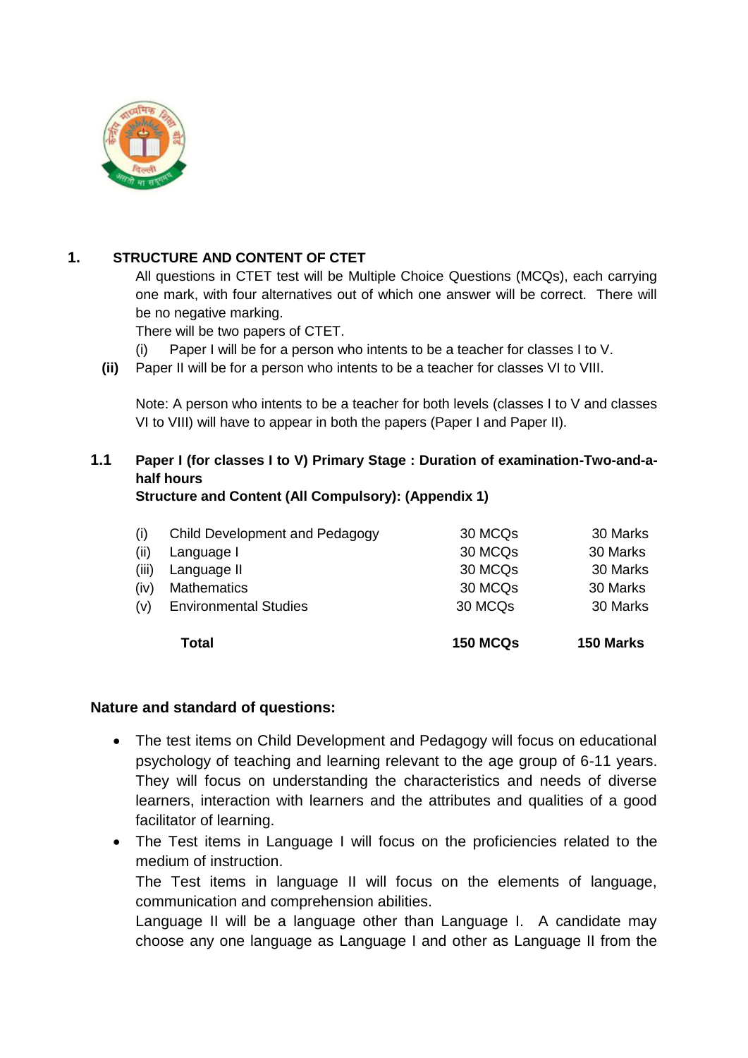## 1. STRUCTURE AND CONTENT OF CTET

All questions in CTET test will be Multiple Choice Questions (MCQs), each carrying one mark, with four alternatives out of which one answer will be correct. There will be no negative marking.

There will be two papers of CTET.

(i) Paper I will be for a person who intents to be a teacher for classes I to V.

**(ii)** Paper II will be for a person who intents to be a teacher for classes VI to VIII.

Note: A person who intents to be a teacher for both levels (classes I to V and classes VI to VIII) will have to appear in both the papers (Paper I and Paper II).

### 1.1 Paper I (for classes I to V) Primary Stage : Duration of examination-Two-and-a-half hours

**Structure and Content (All Compulsory): (Appendix 1)**

| | | | |
|---|---|---|---|
| (i) | Child Development and Pedagogy | 30 MCQs | 30 Marks |
| (ii) | Language I | 30 MCQs | 30 Marks |
| (iii) | Language II | 30 MCQs | 30 Marks |
| (iv) | Mathematics | 30 MCQs | 30 Marks |
| (v) | Environmental Studies | 30 MCQs | 30 Marks |
| | **Total** | **150 MCQs** | **150 Marks** |

**Nature and standard of questions:**

- The test items on Child Development and Pedagogy will focus on educational psychology of teaching and learning relevant to the age group of 6-11 years. They will focus on understanding the characteristics and needs of diverse learners, interaction with learners and the attributes and qualities of a good facilitator of learning.
- The Test items in Language I will focus on the proficiencies related to the medium of instruction.

  The Test items in language II will focus on the elements of language, communication and comprehension abilities.

  Language II will be a language other than Language I. A candidate may choose any one language as Language I and other as Language II from the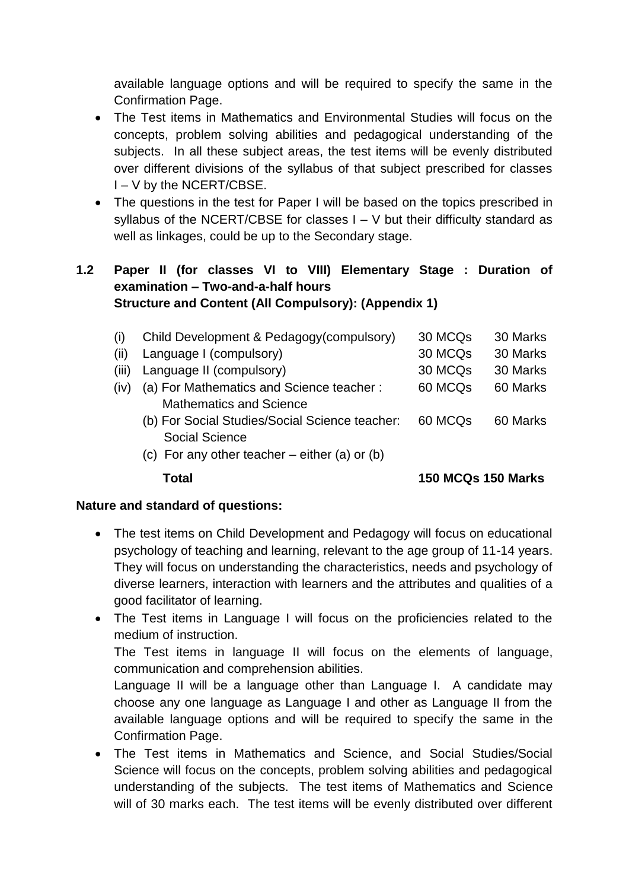available language options and will be required to specify the same in the Confirmation Page.

- The Test items in Mathematics and Environmental Studies will focus on the concepts, problem solving abilities and pedagogical understanding of the subjects. In all these subject areas, the test items will be evenly distributed over different divisions of the syllabus of that subject prescribed for classes I – V by the NCERT/CBSE.
- The questions in the test for Paper I will be based on the topics prescribed in syllabus of the NCERT/CBSE for classes I – V but their difficulty standard as well as linkages, could be up to the Secondary stage.

### 1.2 Paper II (for classes VI to VIII) Elementary Stage : Duration of examination – Two-and-a-half hours
**Structure and Content (All Compulsory): (Appendix 1)**

| | | | |
|---|---|---|---|
| (i) | Child Development & Pedagogy(compulsory) | 30 MCQs | 30 Marks |
| (ii) | Language I (compulsory) | 30 MCQs | 30 Marks |
| (iii) | Language II (compulsory) | 30 MCQs | 30 Marks |
| (iv) | (a) For Mathematics and Science teacher : Mathematics and Science | 60 MCQs | 60 Marks |
| | (b) For Social Studies/Social Science teacher: Social Science | 60 MCQs | 60 Marks |
| | (c) For any other teacher – either (a) or (b) | | |
| | **Total** | **150 MCQs** | **150 Marks** |

**Nature and standard of questions:**

- The test items on Child Development and Pedagogy will focus on educational psychology of teaching and learning, relevant to the age group of 11-14 years. They will focus on understanding the characteristics, needs and psychology of diverse learners, interaction with learners and the attributes and qualities of a good facilitator of learning.
- The Test items in Language I will focus on the proficiencies related to the medium of instruction.

  The Test items in language II will focus on the elements of language, communication and comprehension abilities.

  Language II will be a language other than Language I. A candidate may choose any one language as Language I and other as Language II from the available language options and will be required to specify the same in the Confirmation Page.
- The Test items in Mathematics and Science, and Social Studies/Social Science will focus on the concepts, problem solving abilities and pedagogical understanding of the subjects. The test items of Mathematics and Science will of 30 marks each. The test items will be evenly distributed over different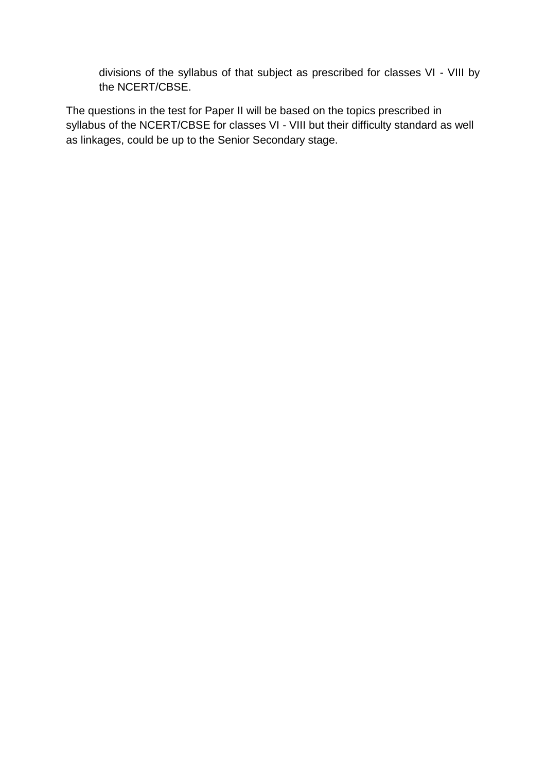divisions of the syllabus of that subject as prescribed for classes VI - VIII by the NCERT/CBSE.

The questions in the test for Paper II will be based on the topics prescribed in syllabus of the NCERT/CBSE for classes VI - VIII but their difficulty standard as well as linkages, could be up to the Senior Secondary stage.